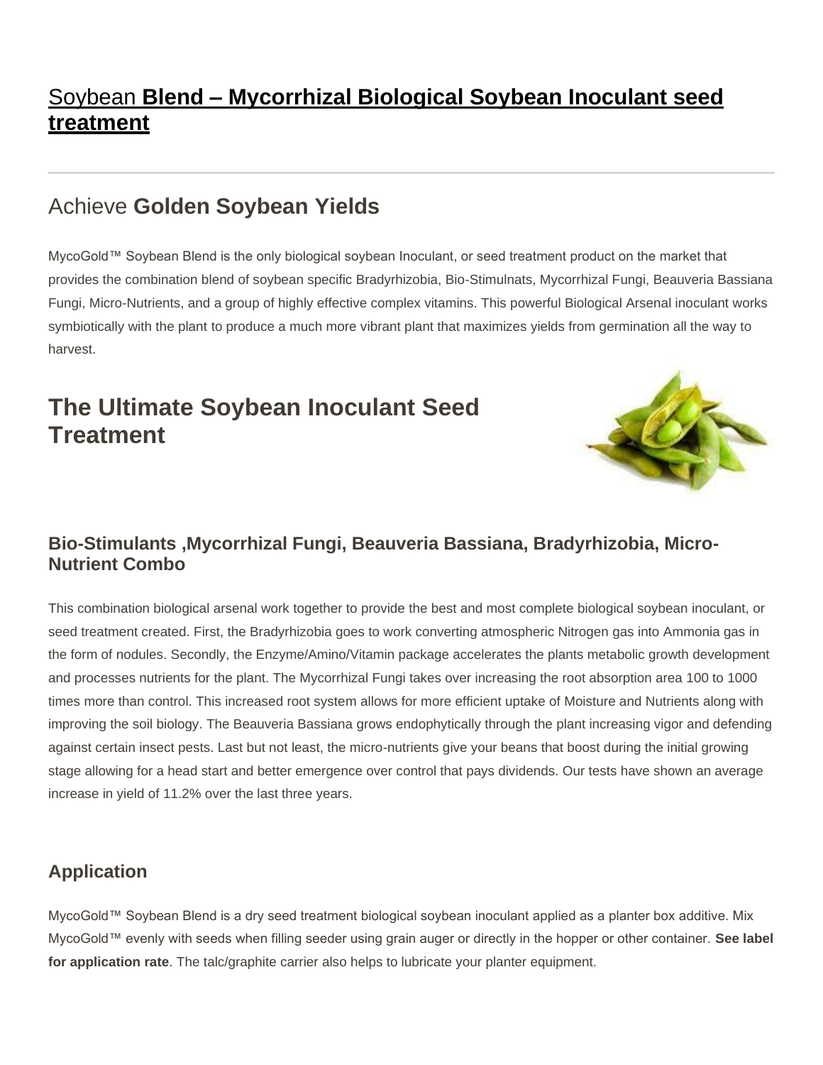# Soybean **Blend – Mycorrhizal Biological Soybean Inoculant seed treatment**

---

## Achieve **Golden Soybean Yields**

MycoGold™ Soybean Blend is the only biological soybean Inoculant, or seed treatment product on the market that provides the combination blend of soybean specific Bradyrhizobia, Bio-Stimulnats, Mycorrhizal Fungi, Beauveria Bassiana Fungi, Micro-Nutrients, and a group of highly effective complex vitamins. This powerful Biological Arsenal inoculant works symbiotically with the plant to produce a much more vibrant plant that maximizes yields from germination all the way to harvest.

## The Ultimate Soybean Inoculant Seed Treatment

### Bio-Stimulants ,Mycorrhizal Fungi, Beauveria Bassiana, Bradyrhizobia, Micro-Nutrient Combo

This combination biological arsenal work together to provide the best and most complete biological soybean inoculant, or seed treatment created. First, the Bradyrhizobia goes to work converting atmospheric Nitrogen gas into Ammonia gas in the form of nodules. Secondly, the Enzyme/Amino/Vitamin package accelerates the plants metabolic growth development and processes nutrients for the plant. The Mycorrhizal Fungi takes over increasing the root absorption area 100 to 1000 times more than control. This increased root system allows for more efficient uptake of Moisture and Nutrients along with improving the soil biology. The Beauveria Bassiana grows endophytically through the plant increasing vigor and defending against certain insect pests. Last but not least, the micro-nutrients give your beans that boost during the initial growing stage allowing for a head start and better emergence over control that pays dividends. Our tests have shown an average increase in yield of 11.2% over the last three years.

### Application

MycoGold™ Soybean Blend is a dry seed treatment biological soybean inoculant applied as a planter box additive. Mix MycoGold™ evenly with seeds when filling seeder using grain auger or directly in the hopper or other container. **See label for application rate**. The talc/graphite carrier also helps to lubricate your planter equipment.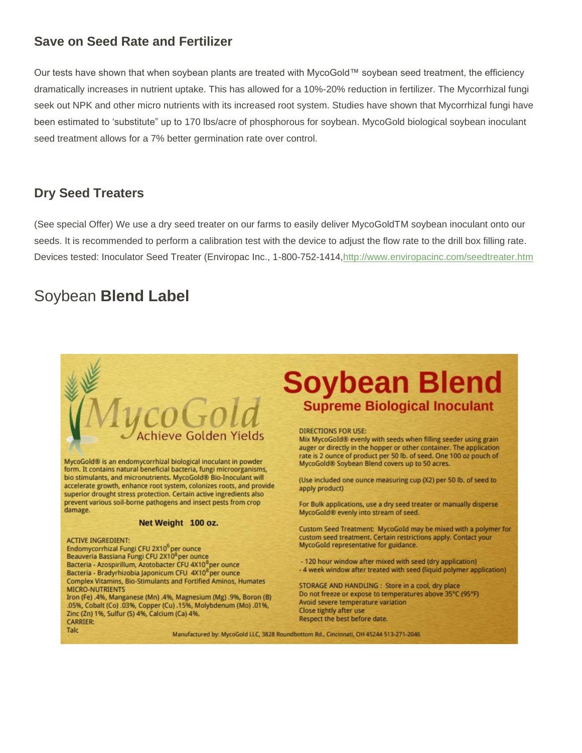### Save on Seed Rate and Fertilizer

Our tests have shown that when soybean plants are treated with MycoGold™ soybean seed treatment, the efficiency dramatically increases in nutrient uptake. This has allowed for a 10%-20% reduction in fertilizer. The Mycorrhizal fungi seek out NPK and other micro nutrients with its increased root system. Studies have shown that Mycorrhizal fungi have been estimated to 'substitute" up to 170 lbs/acre of phosphorous for soybean. MycoGold biological soybean inoculant seed treatment allows for a 7% better germination rate over control.

### Dry Seed Treaters

(See special Offer) We use a dry seed treater on our farms to easily deliver MycoGoldTM soybean inoculant onto our seeds. It is recommended to perform a calibration test with the device to adjust the flow rate to the drill box filling rate. Devices tested: Inoculator Seed Treater (Enviropac Inc., 1-800-752-1414,[http://www.enviropacinc.com/seedtreater.htm](http://www.enviropacinc.com/seedtreater.htm)

## Soybean **Blend Label**

MycoGold

Achieve Golden Yields

MycoGold® is an endomycorrhizal biological inoculant in powder form. It contains natural beneficial bacteria, fungi microorganisms, bio stimulants, and micronutrients. MycoGold® Bio-Inoculant will accelerate growth, enhance root system, colonizes roots, and provide superior drought stress protection. Certain active ingredients also prevent various soil-borne pathogens and insect pests from crop damage.

**Net Weight 100 oz.**

ACTIVE INGREDIENT:
Endomycorrhizal Fungi CFU $2X10^6$ per ounce
Beauveria Bassiana Fungi CFU $2X10^8$ per ounce
Bacteria - Azospirillum, Azotobacter CFU $4X10^8$ per ounce
Bacteria - Bradyrhizobia Japonicum CFU $4X10^8$ per ounce
Complex Vitamins, Bio-Stimulants and Fortified Aminos, Humates
MICRO-NUTRIENTS
Iron (Fe) .4%, Manganese (Mn) .4%, Magnesium (Mg) .9%, Boron (B) .05%, Cobalt (Co) .03%, Copper (Cu) .15%, Molybdenum (Mo) .01%, Zinc (Zn) 1%, Sulfur (S) 4%, Calcium (Ca) 4%.
CARRIER:
Talc

**Soybean Blend**

**Supreme Biological Inoculant**

DIRECTIONS FOR USE:
Mix MycoGold® evenly with seeds when filling seeder using grain auger or directly in the hopper or other container. The application rate is 2 ounce of product per 50 lb. of seed. One 100 oz pouch of MycoGold® Soybean Blend covers up to 50 acres.

(Use included one ounce measuring cup (X2) per 50 lb. of seed to apply product)

For Bulk applications, use a dry seed treater or manually disperse MycoGold® evenly into stream of seed.

Custom Seed Treatment: MycoGold may be mixed with a polymer for custom seed treatment. Certain restrictions apply. Contact your MycoGold representative for guidance.

- 120 hour window after mixed with seed (dry application)
- 4 week window after treated with seed (liquid polymer application)

STORAGE AND HANDLING : Store in a cool, dry place
Do not freeze or expose to temperatures above 35°C (95°F)
Avoid severe temperature variation
Close tightly after use
Respect the best before date.

Manufactured by: MycoGold LLC, 3828 Roundbottom Rd., Cincinnati, OH 45244 513-271-2046